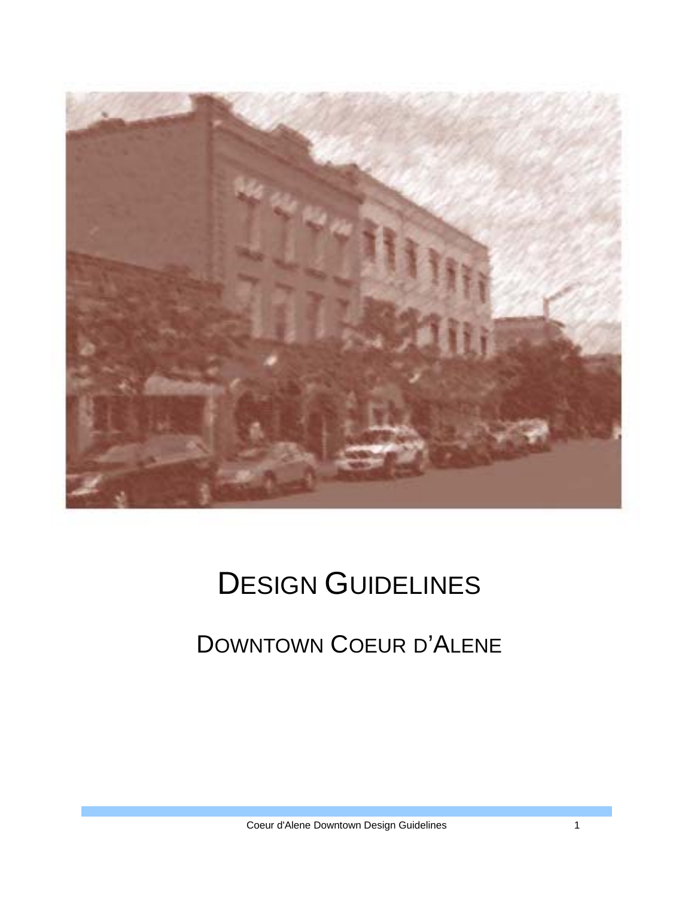# DESIGN GUIDELINES

## DOWNTOWN COEUR D'ALENE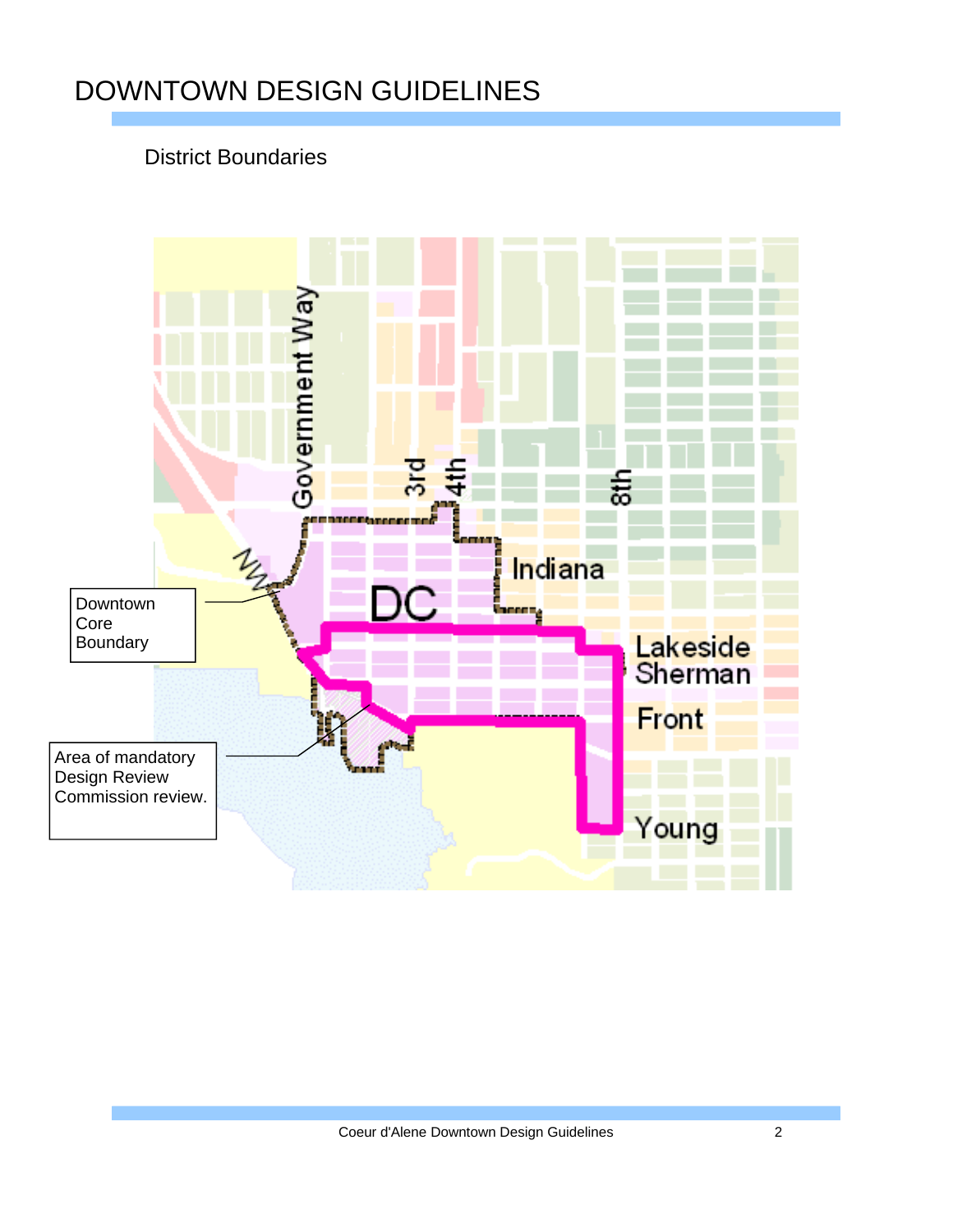# DOWNTOWN DESIGN GUIDELINES

## District Boundaries

Government Way

3rd

4th

8th

NW

Indiana

DC

Lakeside

Sherman

Front

Young

Downtown Core Boundary

Area of mandatory Design Review Commission review.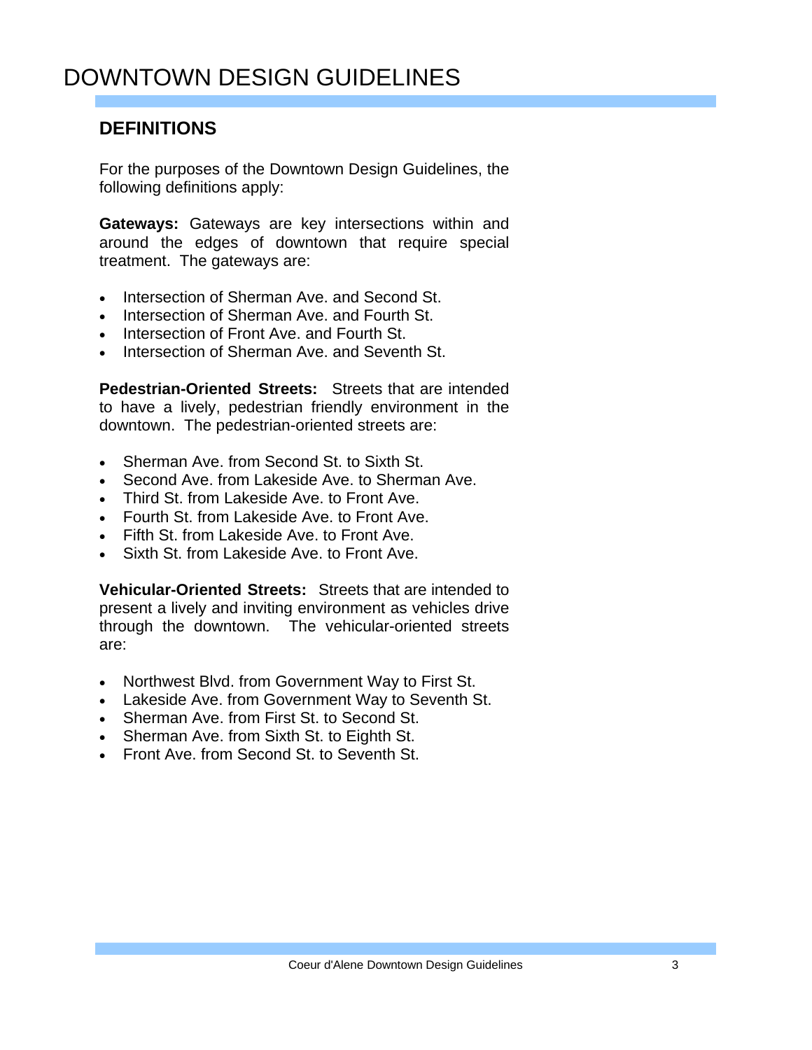# DOWNTOWN DESIGN GUIDELINES

## DEFINITIONS

For the purposes of the Downtown Design Guidelines, the following definitions apply:

**Gateways:** Gateways are key intersections within and around the edges of downtown that require special treatment. The gateways are:

- Intersection of Sherman Ave. and Second St.
- Intersection of Sherman Ave. and Fourth St.
- Intersection of Front Ave. and Fourth St.
- Intersection of Sherman Ave. and Seventh St.

**Pedestrian-Oriented Streets:** Streets that are intended to have a lively, pedestrian friendly environment in the downtown. The pedestrian-oriented streets are:

- Sherman Ave. from Second St. to Sixth St.
- Second Ave. from Lakeside Ave. to Sherman Ave.
- Third St. from Lakeside Ave. to Front Ave.
- Fourth St. from Lakeside Ave. to Front Ave.
- Fifth St. from Lakeside Ave. to Front Ave.
- Sixth St. from Lakeside Ave. to Front Ave.

**Vehicular-Oriented Streets:** Streets that are intended to present a lively and inviting environment as vehicles drive through the downtown. The vehicular-oriented streets are:

- Northwest Blvd. from Government Way to First St.
- Lakeside Ave. from Government Way to Seventh St.
- Sherman Ave. from First St. to Second St.
- Sherman Ave. from Sixth St. to Eighth St.
- Front Ave. from Second St. to Seventh St.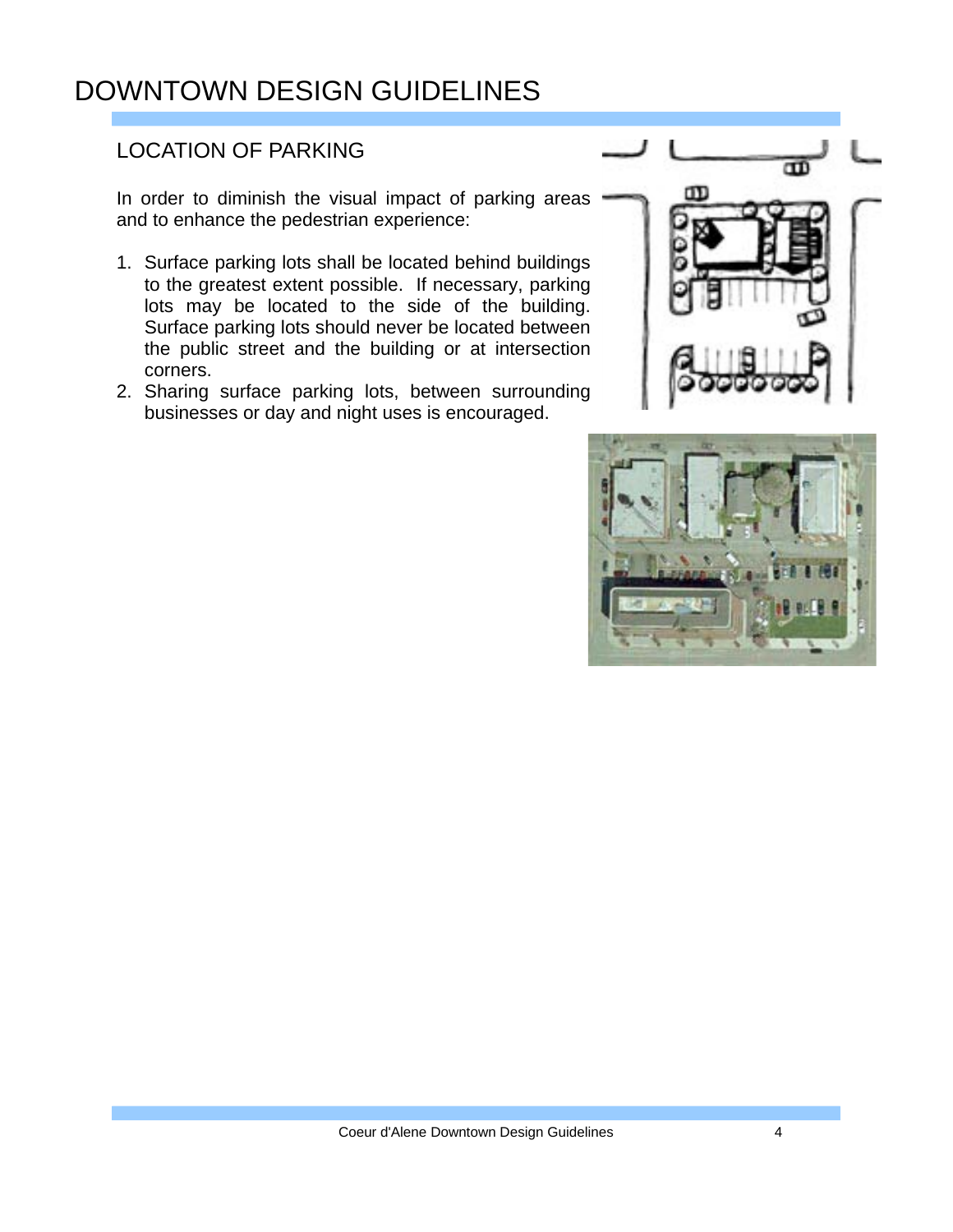# DOWNTOWN DESIGN GUIDELINES

## LOCATION OF PARKING

In order to diminish the visual impact of parking areas and to enhance the pedestrian experience:

1. Surface parking lots shall be located behind buildings to the greatest extent possible. If necessary, parking lots may be located to the side of the building. Surface parking lots should never be located between the public street and the building or at intersection corners.
2. Sharing surface parking lots, between surrounding businesses or day and night uses is encouraged.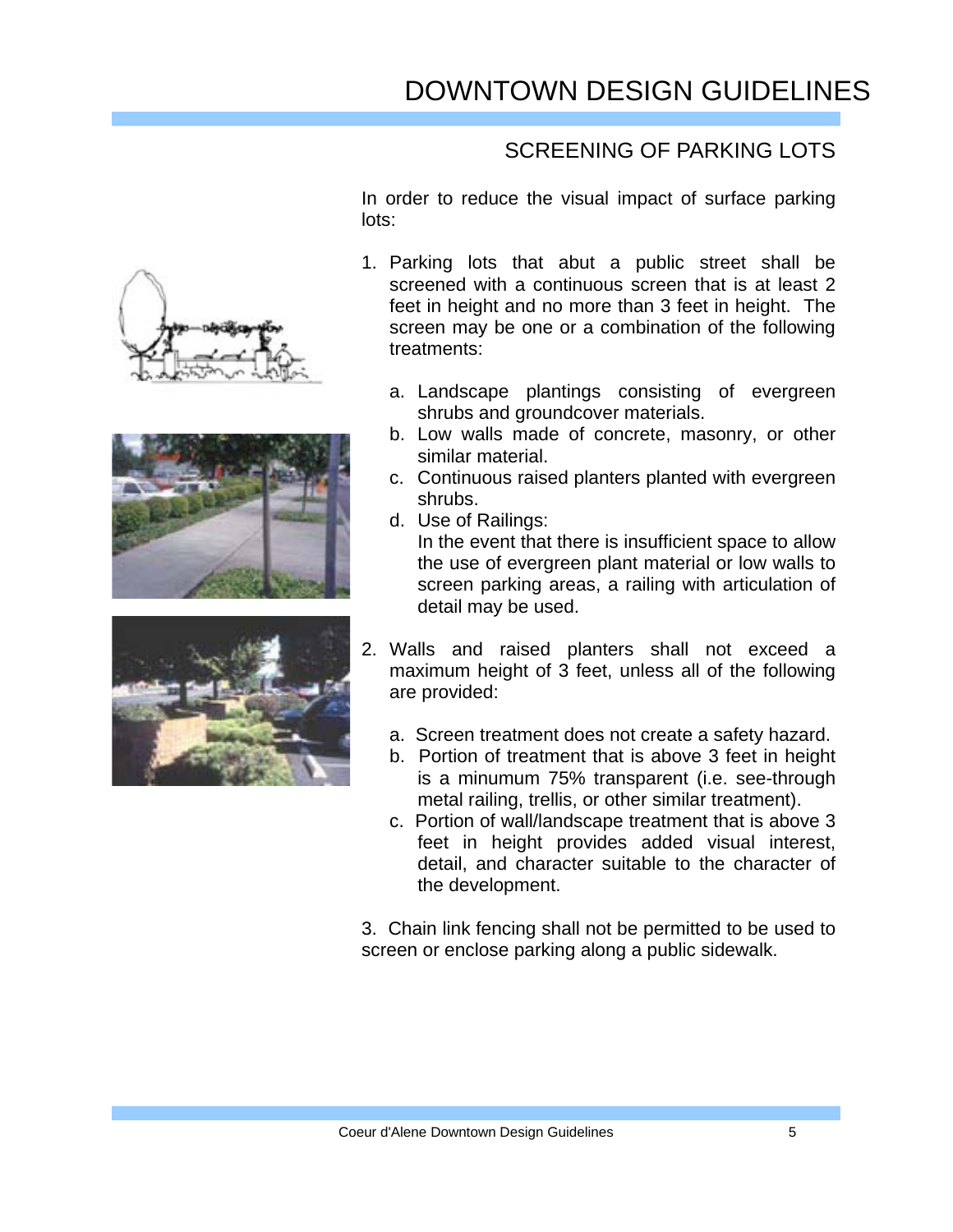# DOWNTOWN DESIGN GUIDELINES

## SCREENING OF PARKING LOTS

In order to reduce the visual impact of surface parking lots:

1. Parking lots that abut a public street shall be screened with a continuous screen that is at least 2 feet in height and no more than 3 feet in height. The screen may be one or a combination of the following treatments:

   a. Landscape plantings consisting of evergreen shrubs and groundcover materials.
   b. Low walls made of concrete, masonry, or other similar material.
   c. Continuous raised planters planted with evergreen shrubs.
   d. Use of Railings:
      In the event that there is insufficient space to allow the use of evergreen plant material or low walls to screen parking areas, a railing with articulation of detail may be used.

2. Walls and raised planters shall not exceed a maximum height of 3 feet, unless all of the following are provided:

   a. Screen treatment does not create a safety hazard.
   b. Portion of treatment that is above 3 feet in height is a minumum 75% transparent (i.e. see-through metal railing, trellis, or other similar treatment).
   c. Portion of wall/landscape treatment that is above 3 feet in height provides added visual interest, detail, and character suitable to the character of the development.

3. Chain link fencing shall not be permitted to be used to screen or enclose parking along a public sidewalk.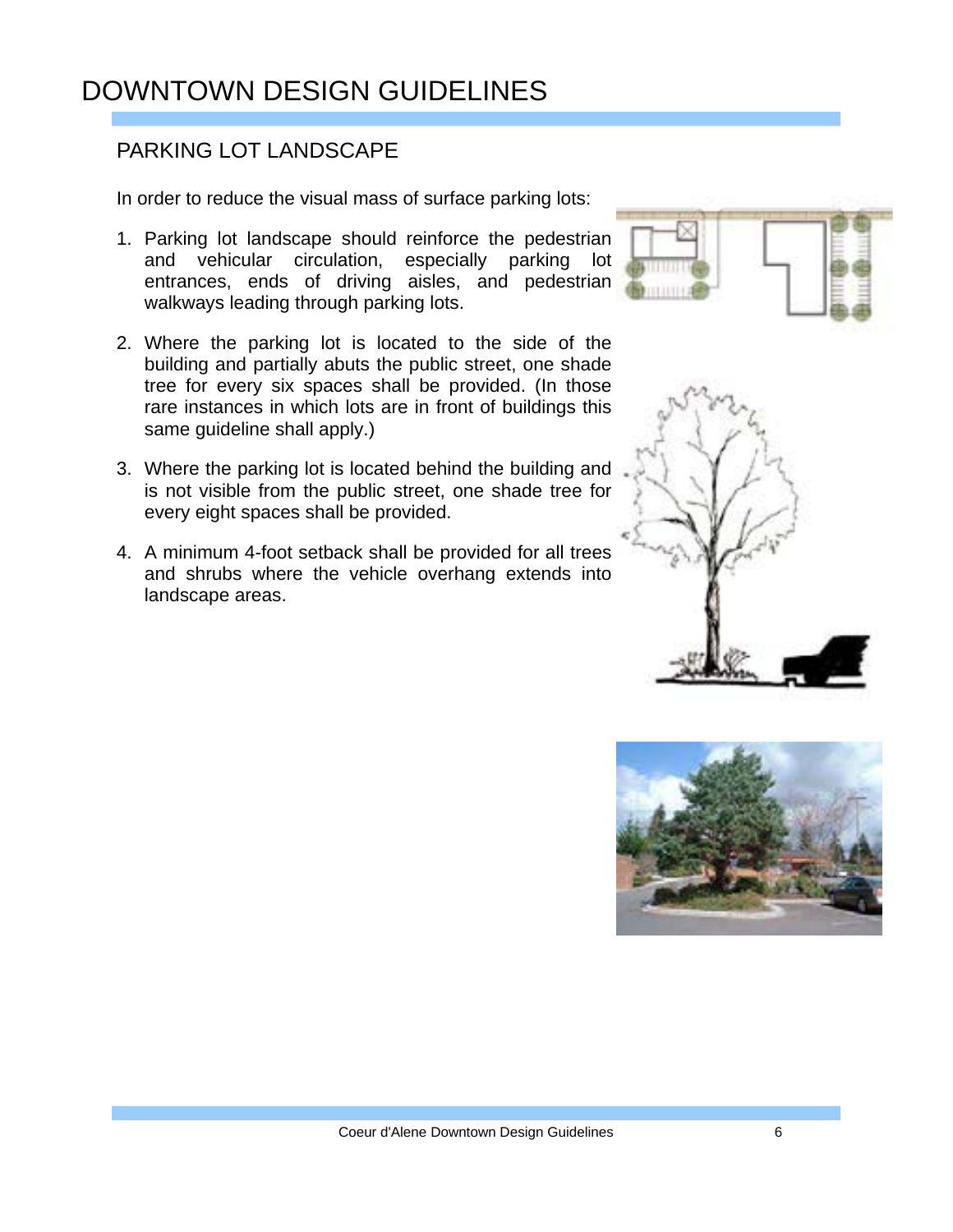# DOWNTOWN DESIGN GUIDELINES

## PARKING LOT LANDSCAPE

In order to reduce the visual mass of surface parking lots:

1. Parking lot landscape should reinforce the pedestrian and vehicular circulation, especially parking lot entrances, ends of driving aisles, and pedestrian walkways leading through parking lots.

2. Where the parking lot is located to the side of the building and partially abuts the public street, one shade tree for every six spaces shall be provided. (In those rare instances in which lots are in front of buildings this same guideline shall apply.)

3. Where the parking lot is located behind the building and is not visible from the public street, one shade tree for every eight spaces shall be provided.

4. A minimum 4-foot setback shall be provided for all trees and shrubs where the vehicle overhang extends into landscape areas.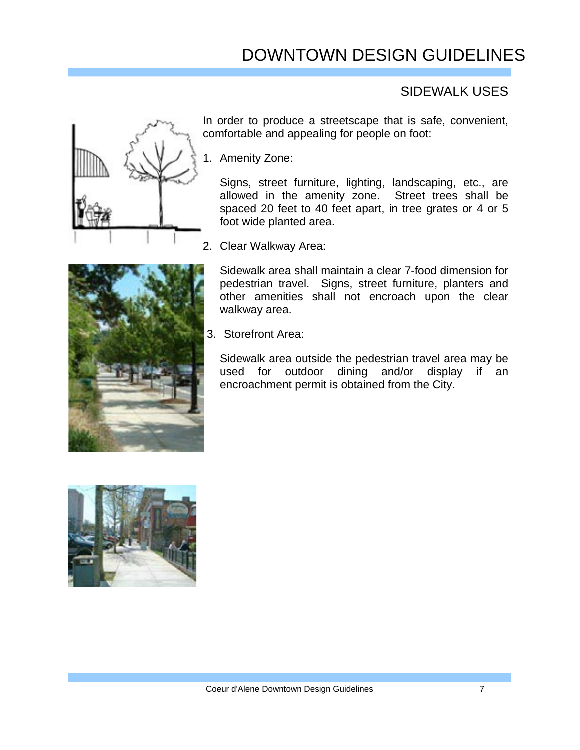# DOWNTOWN DESIGN GUIDELINES

## SIDEWALK USES

In order to produce a streetscape that is safe, convenient, comfortable and appealing for people on foot:

1. Amenity Zone:

   Signs, street furniture, lighting, landscaping, etc., are allowed in the amenity zone. Street trees shall be spaced 20 feet to 40 feet apart, in tree grates or 4 or 5 foot wide planted area.

2. Clear Walkway Area:

   Sidewalk area shall maintain a clear 7-food dimension for pedestrian travel. Signs, street furniture, planters and other amenities shall not encroach upon the clear walkway area.

3. Storefront Area:

   Sidewalk area outside the pedestrian travel area may be used for outdoor dining and/or display if an encroachment permit is obtained from the City.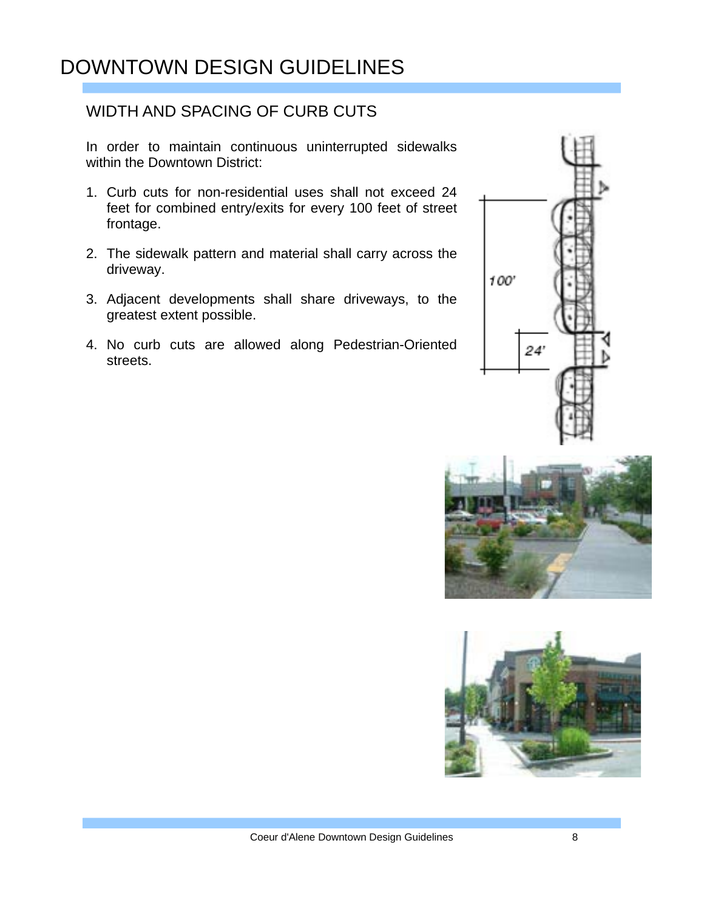# DOWNTOWN DESIGN GUIDELINES

## WIDTH AND SPACING OF CURB CUTS

In order to maintain continuous uninterrupted sidewalks within the Downtown District:

1. Curb cuts for non-residential uses shall not exceed 24 feet for combined entry/exits for every 100 feet of street frontage.
2. The sidewalk pattern and material shall carry across the driveway.
3. Adjacent developments shall share driveways, to the greatest extent possible.
4. No curb cuts are allowed along Pedestrian-Oriented streets.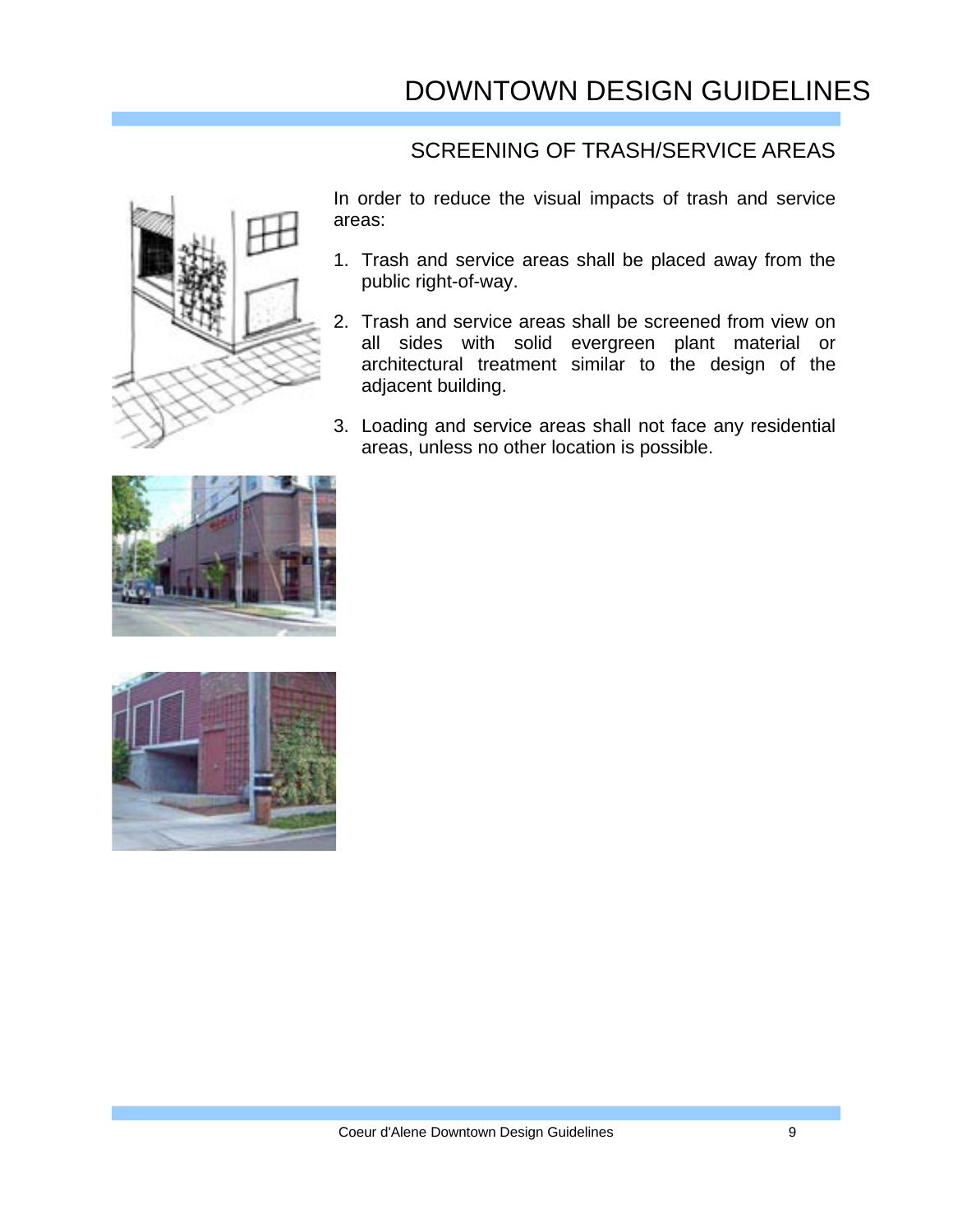## SCREENING OF TRASH/SERVICE AREAS

In order to reduce the visual impacts of trash and service areas:

1. Trash and service areas shall be placed away from the public right-of-way.
2. Trash and service areas shall be screened from view on all sides with solid evergreen plant material or architectural treatment similar to the design of the adjacent building.
3. Loading and service areas shall not face any residential areas, unless no other location is possible.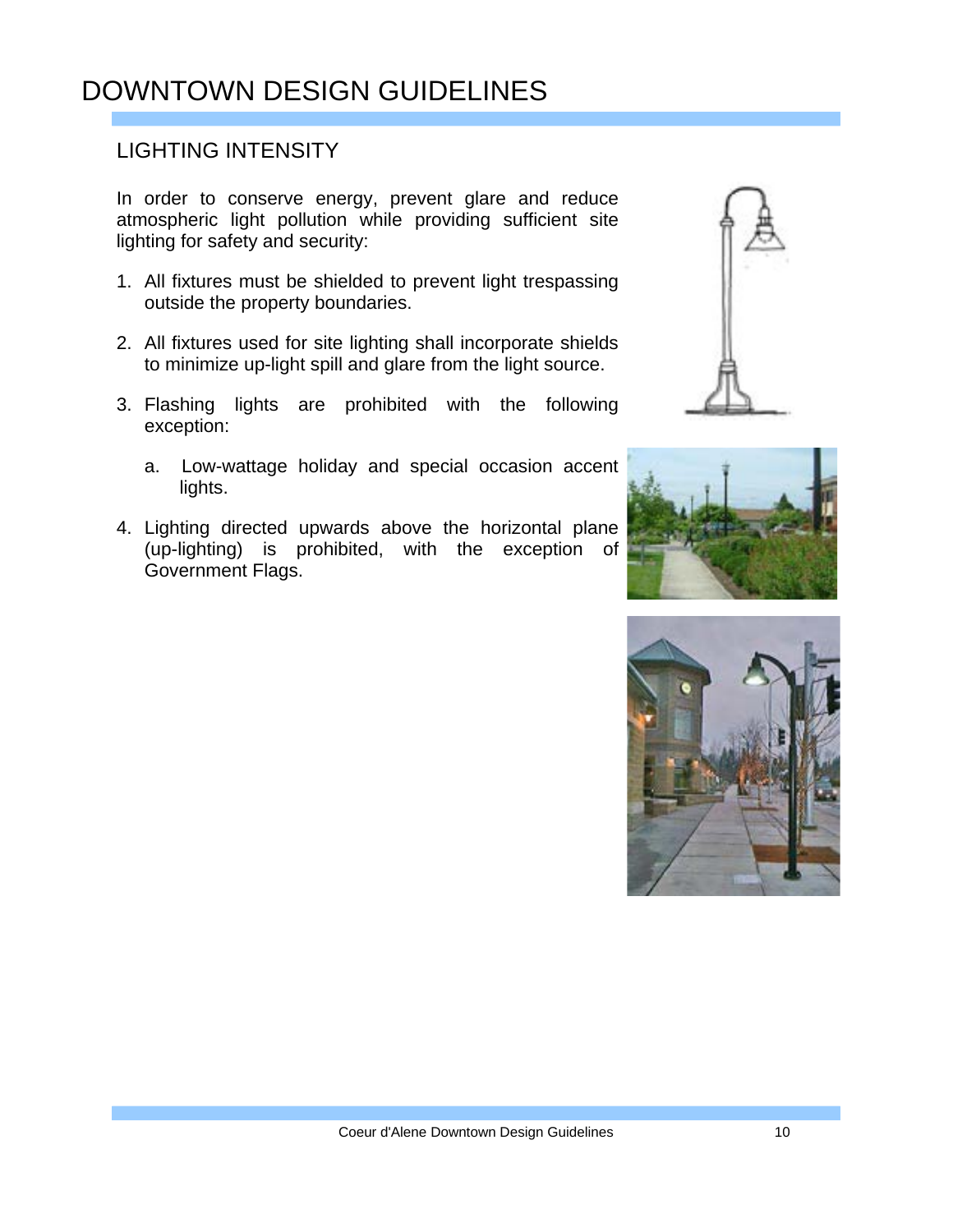# DOWNTOWN DESIGN GUIDELINES

## LIGHTING INTENSITY

In order to conserve energy, prevent glare and reduce atmospheric light pollution while providing sufficient site lighting for safety and security:

1. All fixtures must be shielded to prevent light trespassing outside the property boundaries.
2. All fixtures used for site lighting shall incorporate shields to minimize up-light spill and glare from the light source.
3. Flashing lights are prohibited with the following exception:
   a. Low-wattage holiday and special occasion accent lights.
4. Lighting directed upwards above the horizontal plane (up-lighting) is prohibited, with the exception of Government Flags.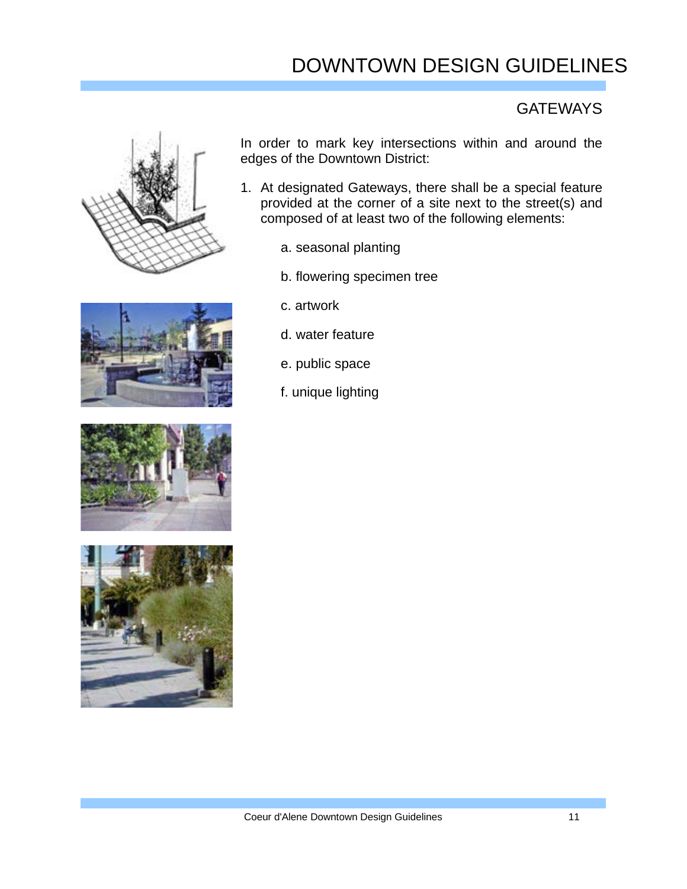# DOWNTOWN DESIGN GUIDELINES

## GATEWAYS

In order to mark key intersections within and around the edges of the Downtown District:

1. At designated Gateways, there shall be a special feature provided at the corner of a site next to the street(s) and composed of at least two of the following elements:

   a. seasonal planting

   b. flowering specimen tree

   c. artwork

   d. water feature

   e. public space

   f. unique lighting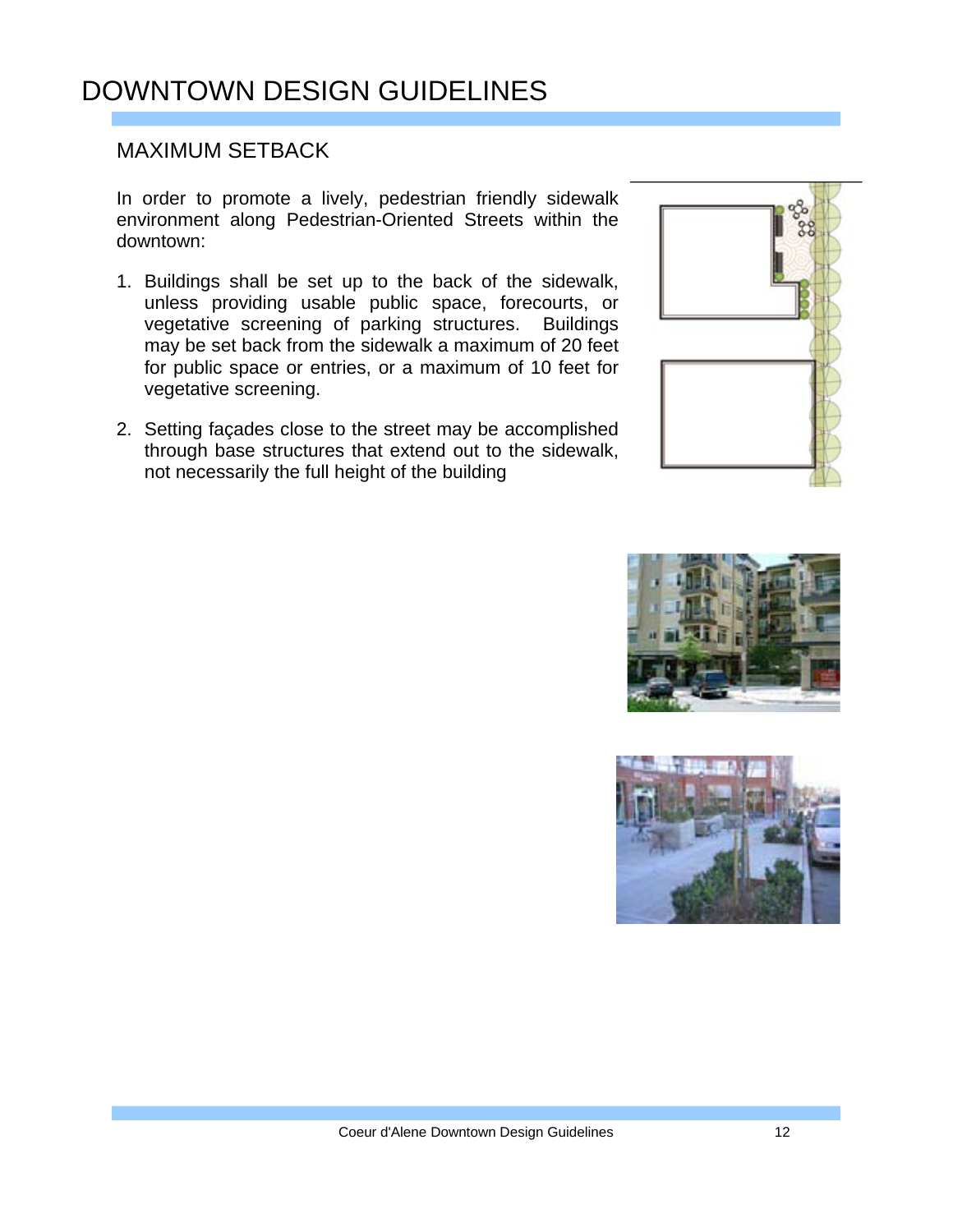# DOWNTOWN DESIGN GUIDELINES

## MAXIMUM SETBACK

In order to promote a lively, pedestrian friendly sidewalk environment along Pedestrian-Oriented Streets within the downtown:

1. Buildings shall be set up to the back of the sidewalk, unless providing usable public space, forecourts, or vegetative screening of parking structures. Buildings may be set back from the sidewalk a maximum of 20 feet for public space or entries, or a maximum of 10 feet for vegetative screening.

2. Setting façades close to the street may be accomplished through base structures that extend out to the sidewalk, not necessarily the full height of the building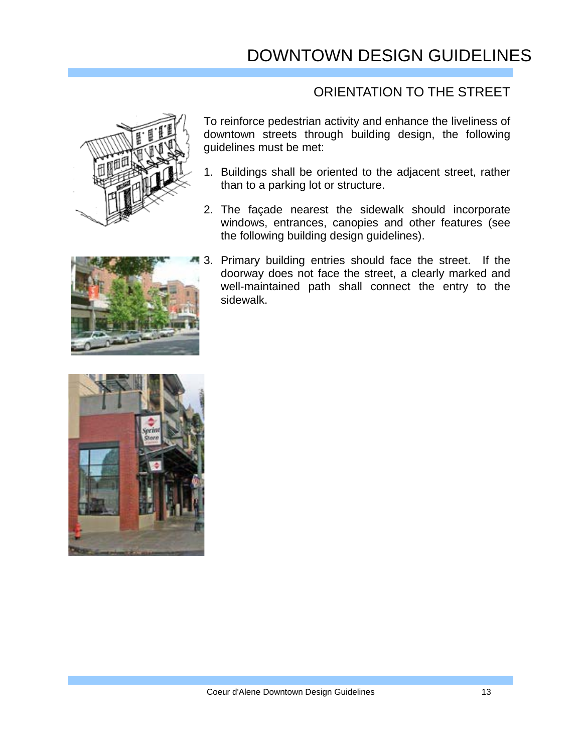# DOWNTOWN DESIGN GUIDELINES

## ORIENTATION TO THE STREET

To reinforce pedestrian activity and enhance the liveliness of downtown streets through building design, the following guidelines must be met:

1. Buildings shall be oriented to the adjacent street, rather than to a parking lot or structure.
2. The façade nearest the sidewalk should incorporate windows, entrances, canopies and other features (see the following building design guidelines).
3. Primary building entries should face the street. If the doorway does not face the street, a clearly marked and well-maintained path shall connect the entry to the sidewalk.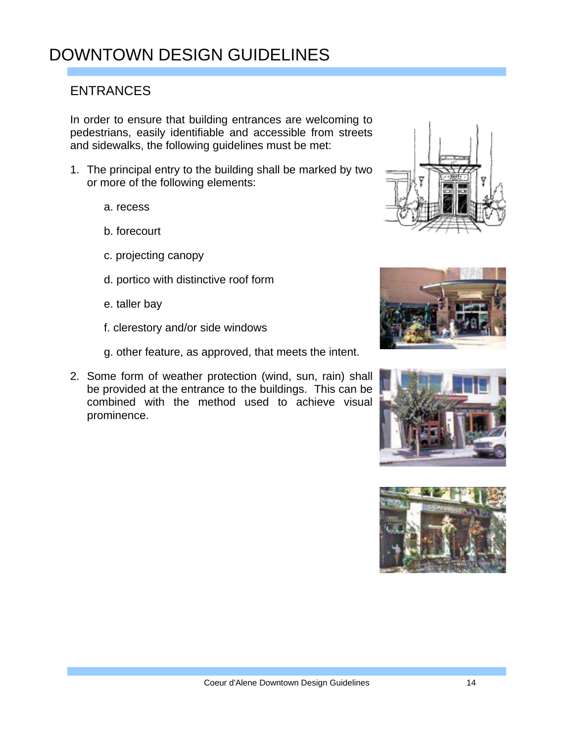# DOWNTOWN DESIGN GUIDELINES

## ENTRANCES

In order to ensure that building entrances are welcoming to pedestrians, easily identifiable and accessible from streets and sidewalks, the following guidelines must be met:

1. The principal entry to the building shall be marked by two or more of the following elements:

   a. recess

   b. forecourt

   c. projecting canopy

   d. portico with distinctive roof form

   e. taller bay

   f. clerestory and/or side windows

   g. other feature, as approved, that meets the intent.

2. Some form of weather protection (wind, sun, rain) shall be provided at the entrance to the buildings. This can be combined with the method used to achieve visual prominence.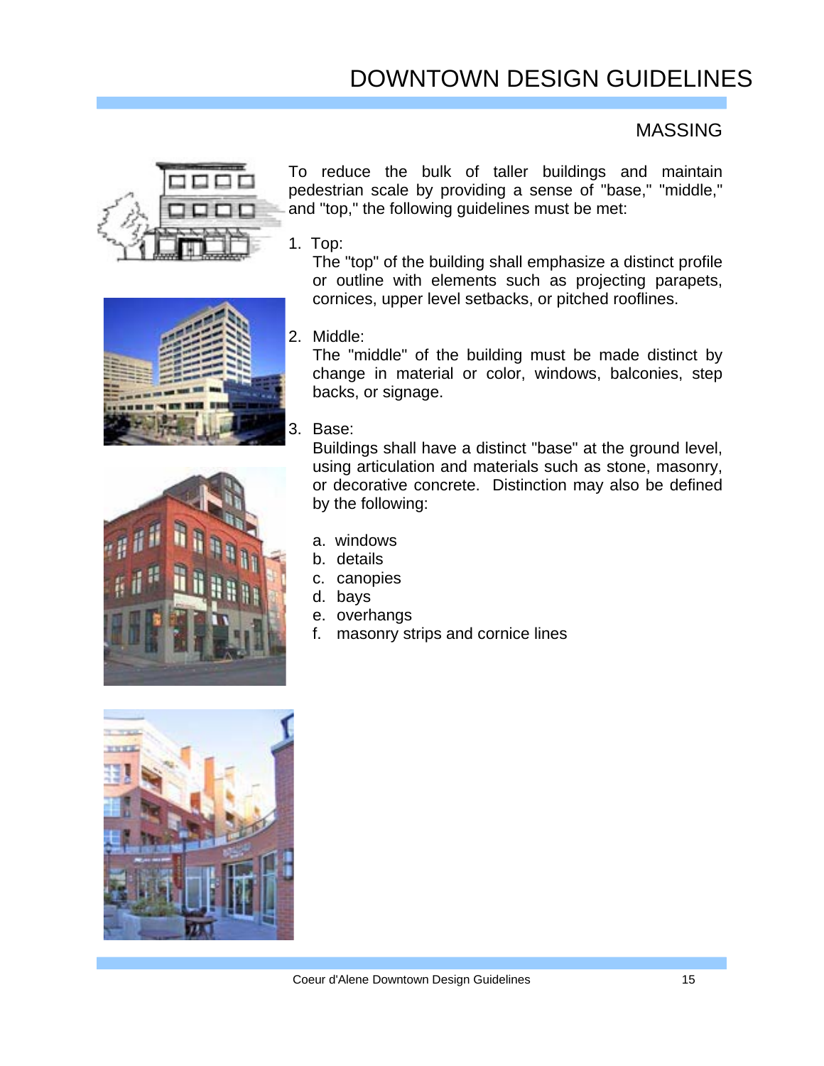# DOWNTOWN DESIGN GUIDELINES

## MASSING

To reduce the bulk of taller buildings and maintain pedestrian scale by providing a sense of "base," "middle," and "top," the following guidelines must be met:

1. Top:
   The "top" of the building shall emphasize a distinct profile or outline with elements such as projecting parapets, cornices, upper level setbacks, or pitched rooflines.

2. Middle:
   The "middle" of the building must be made distinct by change in material or color, windows, balconies, step backs, or signage.

3. Base:
   Buildings shall have a distinct "base" at the ground level, using articulation and materials such as stone, masonry, or decorative concrete. Distinction may also be defined by the following:

   a. windows
   b. details
   c. canopies
   d. bays
   e. overhangs
   f. masonry strips and cornice lines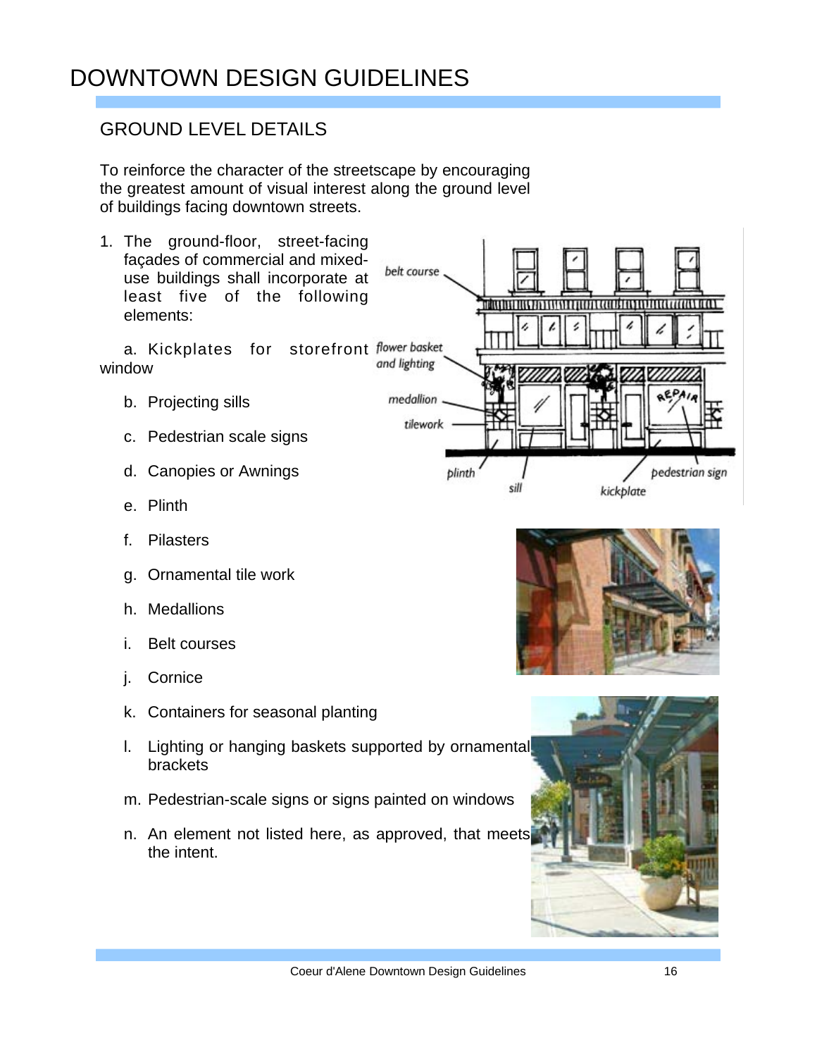# DOWNTOWN DESIGN GUIDELINES

## GROUND LEVEL DETAILS

To reinforce the character of the streetscape by encouraging the greatest amount of visual interest along the ground level of buildings facing downtown streets.

1. The ground-floor, street-facing façades of commercial and mixed-use buildings shall incorporate at least five of the following elements:

   a. Kickplates for storefront window

   b. Projecting sills

   c. Pedestrian scale signs

   d. Canopies or Awnings

   e. Plinth

   f. Pilasters

   g. Ornamental tile work

   h. Medallions

   i. Belt courses

   j. Cornice

   k. Containers for seasonal planting

   l. Lighting or hanging baskets supported by ornamental brackets

   m. Pedestrian-scale signs or signs painted on windows

   n. An element not listed here, as approved, that meets the intent.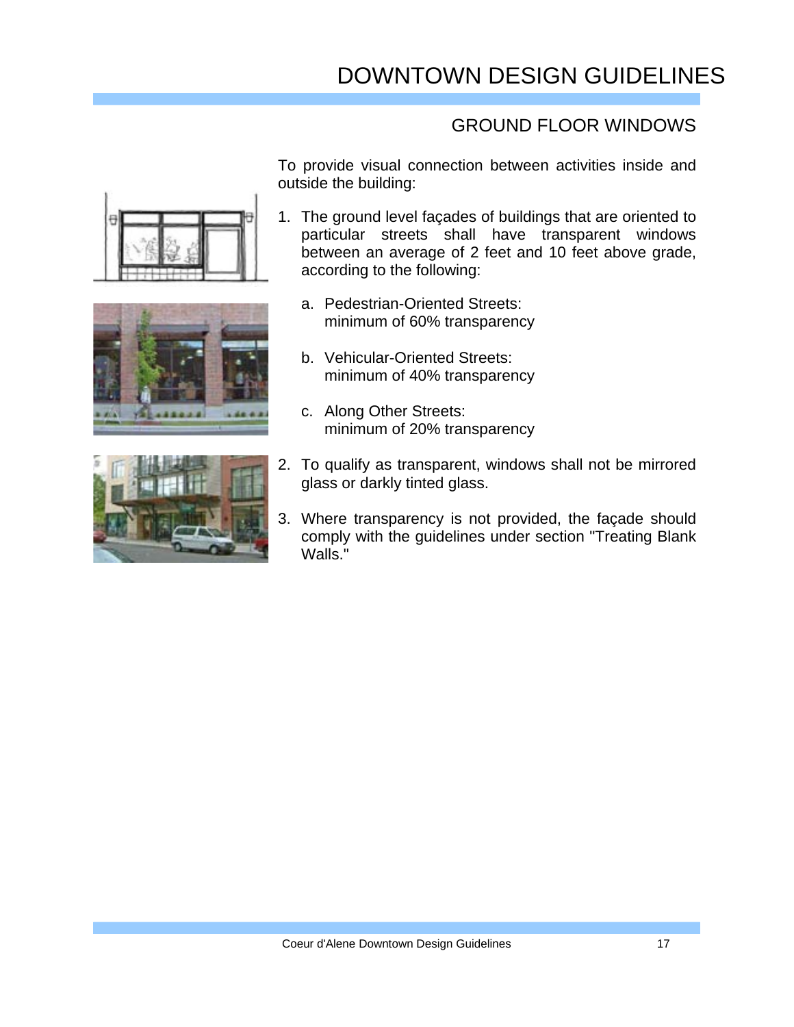# DOWNTOWN DESIGN GUIDELINES

## GROUND FLOOR WINDOWS

To provide visual connection between activities inside and outside the building:

1. The ground level façades of buildings that are oriented to particular streets shall have transparent windows between an average of 2 feet and 10 feet above grade, according to the following:

   a. Pedestrian-Oriented Streets: minimum of 60% transparency

   b. Vehicular-Oriented Streets: minimum of 40% transparency

   c. Along Other Streets: minimum of 20% transparency

2. To qualify as transparent, windows shall not be mirrored glass or darkly tinted glass.

3. Where transparency is not provided, the façade should comply with the guidelines under section "Treating Blank Walls."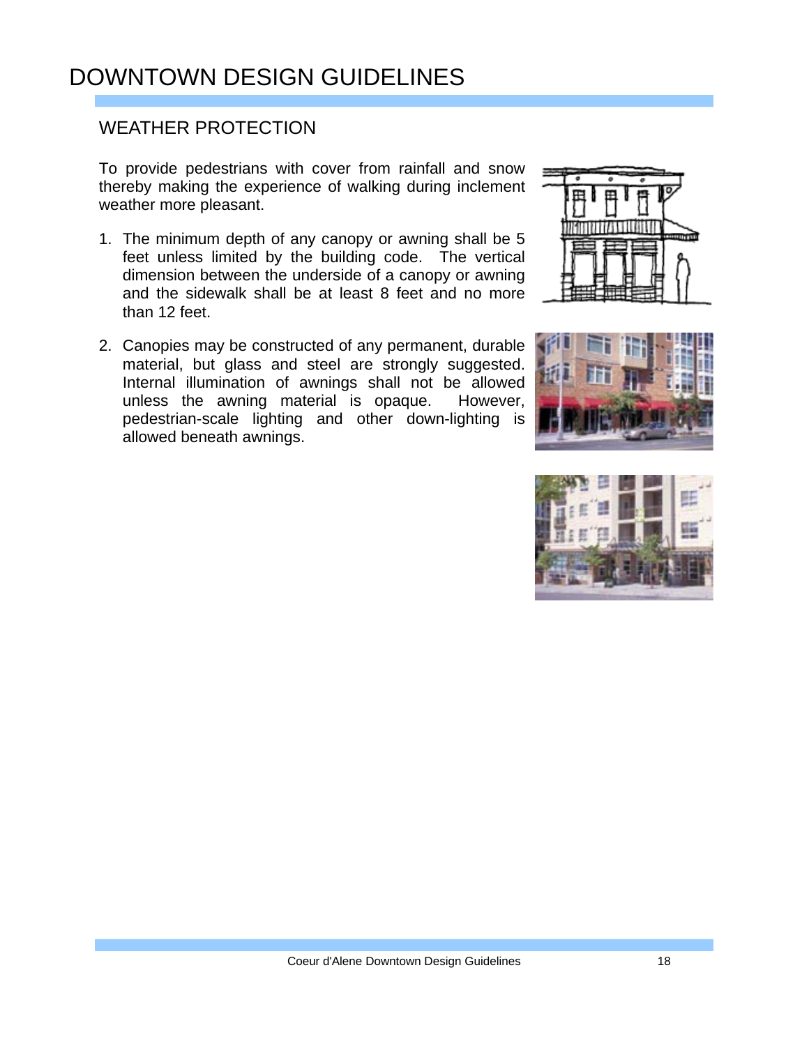# DOWNTOWN DESIGN GUIDELINES

## WEATHER PROTECTION

To provide pedestrians with cover from rainfall and snow thereby making the experience of walking during inclement weather more pleasant.

1. The minimum depth of any canopy or awning shall be 5 feet unless limited by the building code. The vertical dimension between the underside of a canopy or awning and the sidewalk shall be at least 8 feet and no more than 12 feet.

2. Canopies may be constructed of any permanent, durable material, but glass and steel are strongly suggested. Internal illumination of awnings shall not be allowed unless the awning material is opaque. However, pedestrian-scale lighting and other down-lighting is allowed beneath awnings.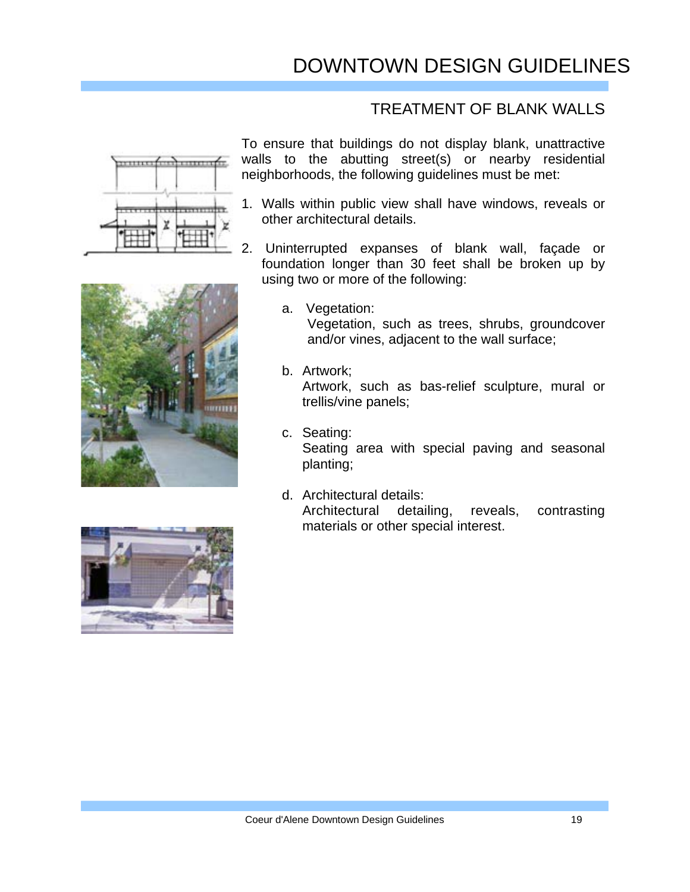# DOWNTOWN DESIGN GUIDELINES

## TREATMENT OF BLANK WALLS

To ensure that buildings do not display blank, unattractive walls to the abutting street(s) or nearby residential neighborhoods, the following guidelines must be met:

1. Walls within public view shall have windows, reveals or other architectural details.
2. Uninterrupted expanses of blank wall, façade or foundation longer than 30 feet shall be broken up by using two or more of the following:

   a. Vegetation:
      Vegetation, such as trees, shrubs, groundcover and/or vines, adjacent to the wall surface;

   b. Artwork;
      Artwork, such as bas-relief sculpture, mural or trellis/vine panels;

   c. Seating:
      Seating area with special paving and seasonal planting;

   d. Architectural details:
      Architectural detailing, reveals, contrasting materials or other special interest.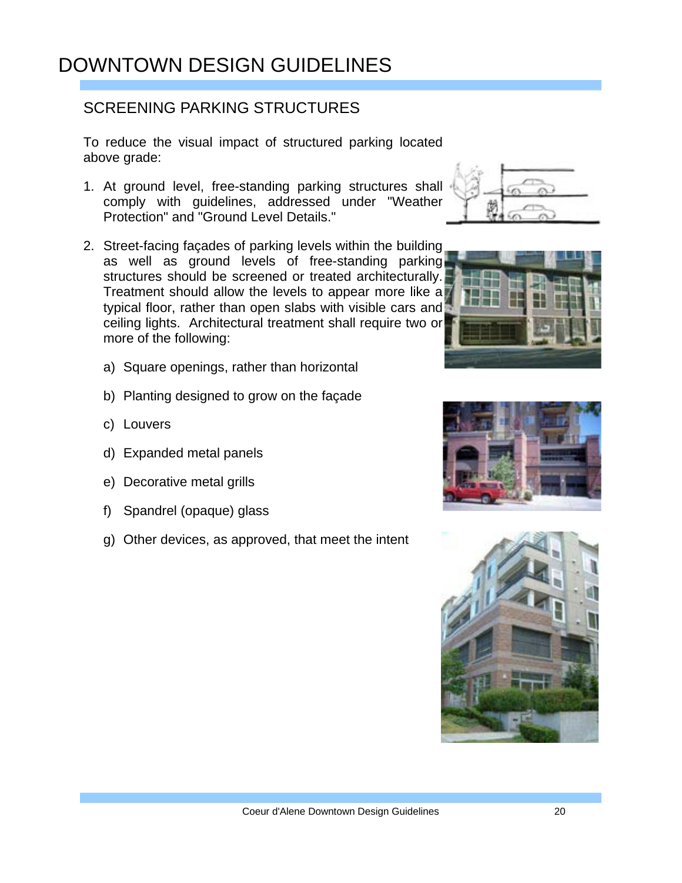# DOWNTOWN DESIGN GUIDELINES

## SCREENING PARKING STRUCTURES

To reduce the visual impact of structured parking located above grade:

1. At ground level, free-standing parking structures shall comply with guidelines, addressed under "Weather Protection" and "Ground Level Details."

2. Street-facing façades of parking levels within the building as well as ground levels of free-standing parking structures should be screened or treated architecturally. Treatment should allow the levels to appear more like a typical floor, rather than open slabs with visible cars and ceiling lights. Architectural treatment shall require two or more of the following:

   a) Square openings, rather than horizontal

   b) Planting designed to grow on the façade

   c) Louvers

   d) Expanded metal panels

   e) Decorative metal grills

   f) Spandrel (opaque) glass

   g) Other devices, as approved, that meet the intent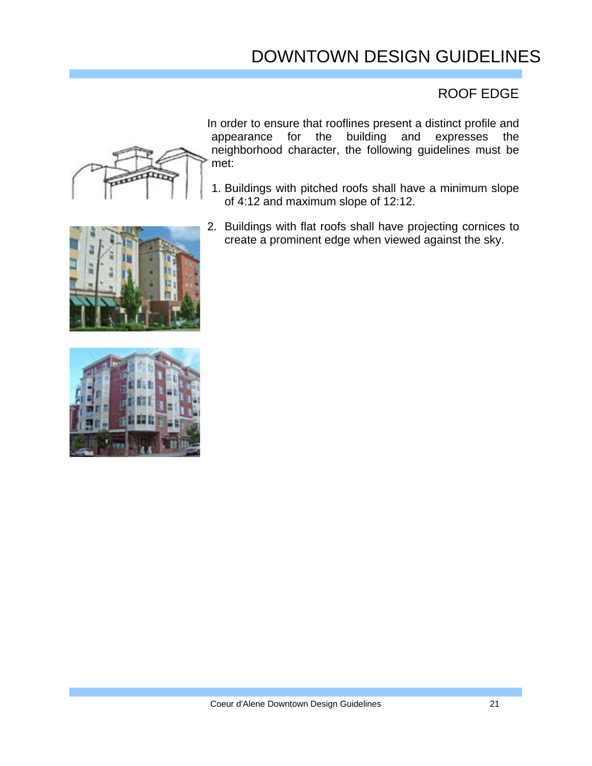# DOWNTOWN DESIGN GUIDELINES

## ROOF EDGE

In order to ensure that rooflines present a distinct profile and appearance for the building and expresses the neighborhood character, the following guidelines must be met:

1. Buildings with pitched roofs shall have a minimum slope of 4:12 and maximum slope of 12:12.
2. Buildings with flat roofs shall have projecting cornices to create a prominent edge when viewed against the sky.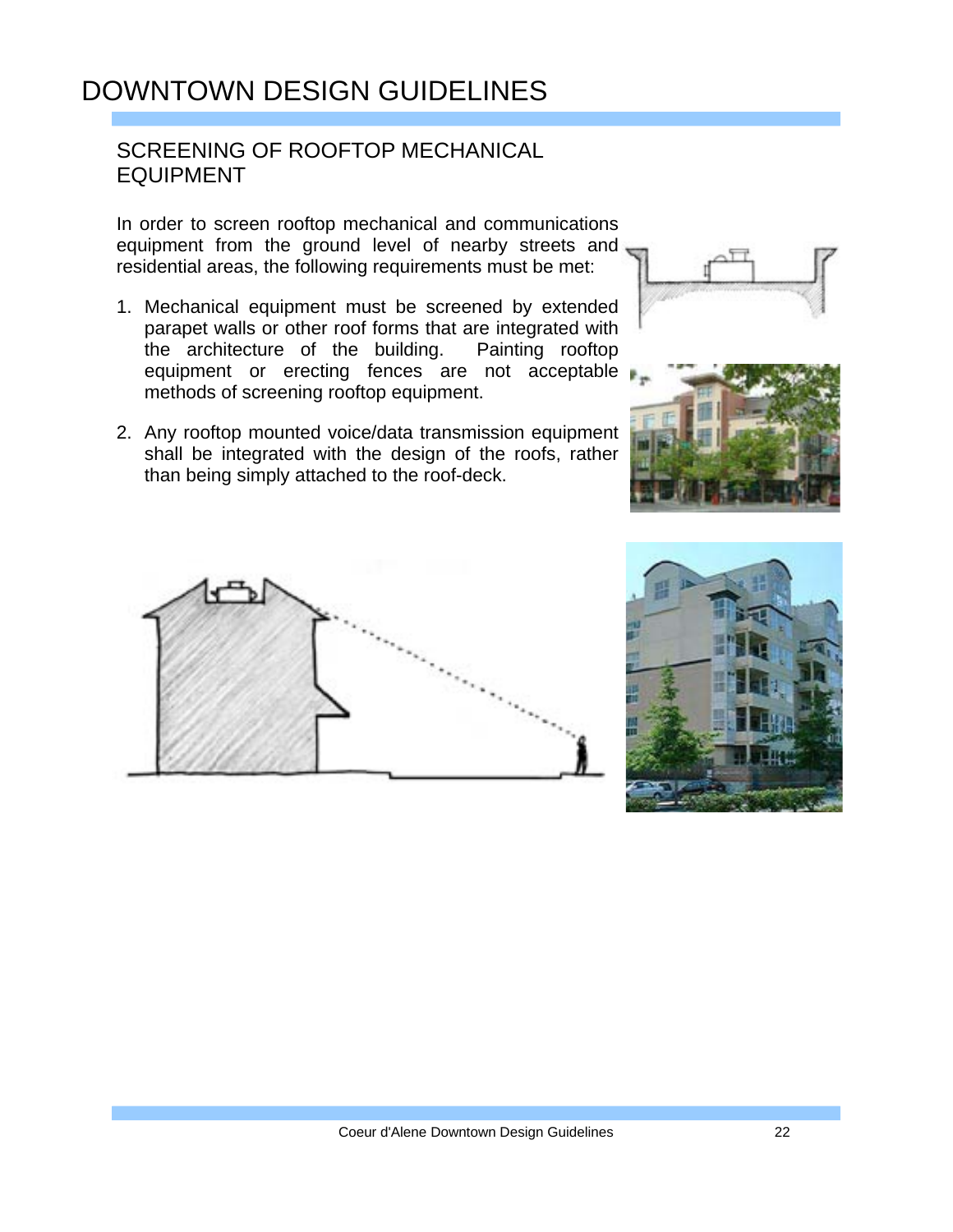# DOWNTOWN DESIGN GUIDELINES

## SCREENING OF ROOFTOP MECHANICAL EQUIPMENT

In order to screen rooftop mechanical and communications equipment from the ground level of nearby streets and residential areas, the following requirements must be met:

1. Mechanical equipment must be screened by extended parapet walls or other roof forms that are integrated with the architecture of the building. Painting rooftop equipment or erecting fences are not acceptable methods of screening rooftop equipment.

2. Any rooftop mounted voice/data transmission equipment shall be integrated with the design of the roofs, rather than being simply attached to the roof-deck.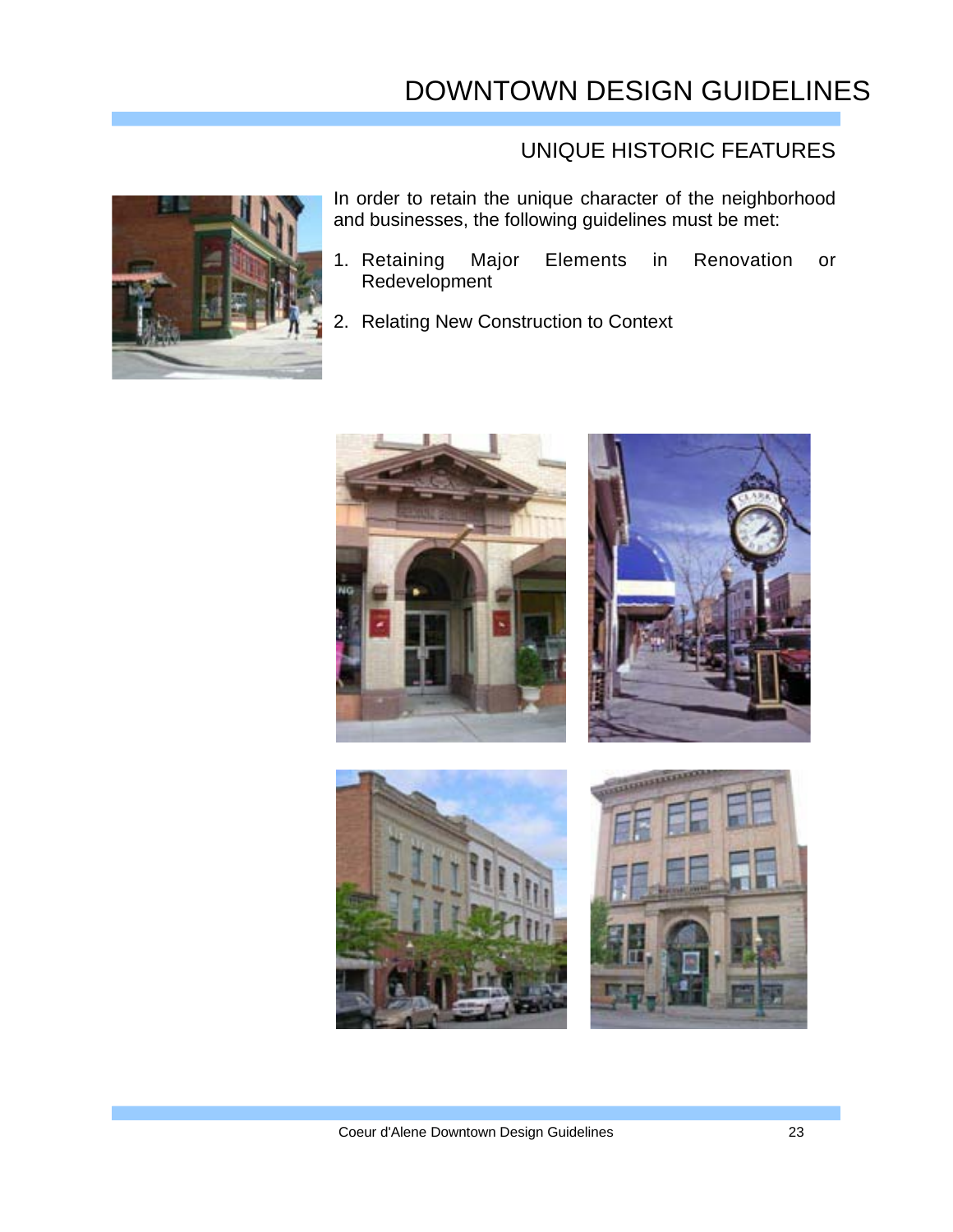# DOWNTOWN DESIGN GUIDELINES

## UNIQUE HISTORIC FEATURES

In order to retain the unique character of the neighborhood and businesses, the following guidelines must be met:

1. Retaining Major Elements in Renovation or Redevelopment
2. Relating New Construction to Context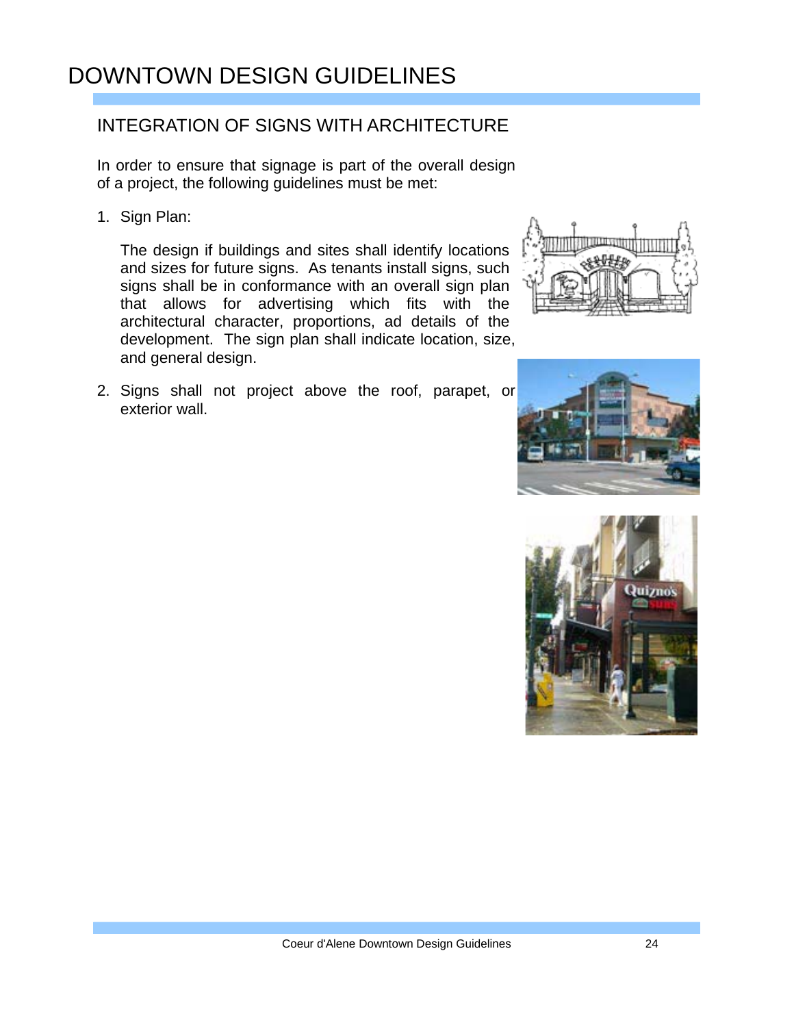# DOWNTOWN DESIGN GUIDELINES

## INTEGRATION OF SIGNS WITH ARCHITECTURE

In order to ensure that signage is part of the overall design of a project, the following guidelines must be met:

1. Sign Plan:

   The design if buildings and sites shall identify locations and sizes for future signs. As tenants install signs, such signs shall be in conformance with an overall sign plan that allows for advertising which fits with the architectural character, proportions, ad details of the development. The sign plan shall indicate location, size, and general design.

2. Signs shall not project above the roof, parapet, or exterior wall.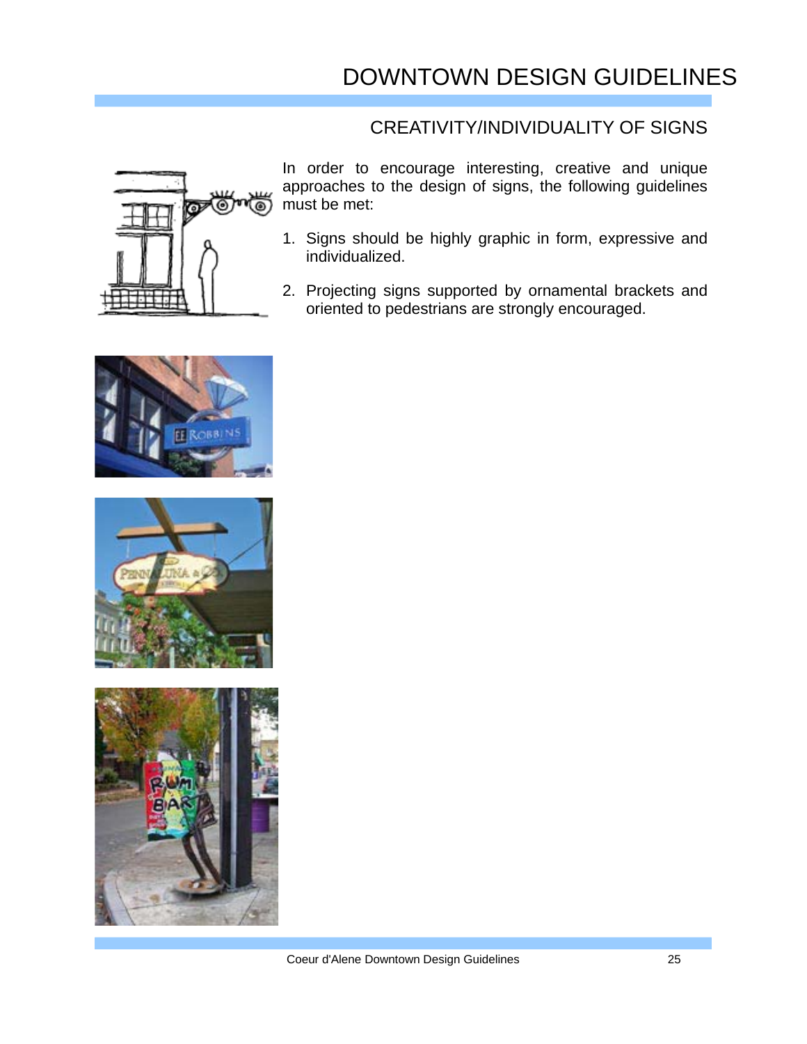# DOWNTOWN DESIGN GUIDELINES

## CREATIVITY/INDIVIDUALITY OF SIGNS

In order to encourage interesting, creative and unique approaches to the design of signs, the following guidelines must be met:

1. Signs should be highly graphic in form, expressive and individualized.
2. Projecting signs supported by ornamental brackets and oriented to pedestrians are strongly encouraged.